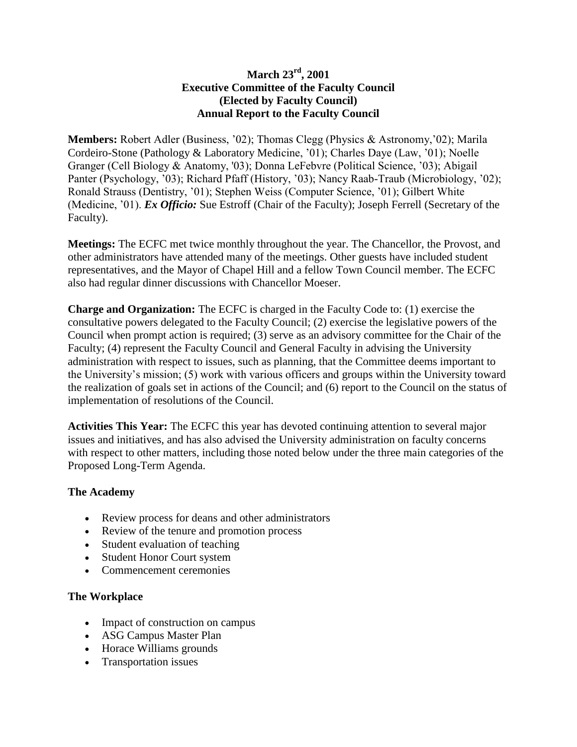**March 23rd, 2001**
**Executive Committee of the Faculty Council**
**(Elected by Faculty Council)**
**Annual Report to the Faculty Council**

**Members:** Robert Adler (Business, '02); Thomas Clegg (Physics & Astronomy,'02); Marila Cordeiro-Stone (Pathology & Laboratory Medicine, '01); Charles Daye (Law, '01); Noelle Granger (Cell Biology & Anatomy, '03); Donna LeFebvre (Political Science, '03); Abigail Panter (Psychology, '03); Richard Pfaff (History, '03); Nancy Raab-Traub (Microbiology, '02); Ronald Strauss (Dentistry, '01); Stephen Weiss (Computer Science, '01); Gilbert White (Medicine, '01). ***Ex Officio:*** Sue Estroff (Chair of the Faculty); Joseph Ferrell (Secretary of the Faculty).

**Meetings:** The ECFC met twice monthly throughout the year. The Chancellor, the Provost, and other administrators have attended many of the meetings. Other guests have included student representatives, and the Mayor of Chapel Hill and a fellow Town Council member. The ECFC also had regular dinner discussions with Chancellor Moeser.

**Charge and Organization:** The ECFC is charged in the Faculty Code to: (1) exercise the consultative powers delegated to the Faculty Council; (2) exercise the legislative powers of the Council when prompt action is required; (3) serve as an advisory committee for the Chair of the Faculty; (4) represent the Faculty Council and General Faculty in advising the University administration with respect to issues, such as planning, that the Committee deems important to the University's mission; (5) work with various officers and groups within the University toward the realization of goals set in actions of the Council; and (6) report to the Council on the status of implementation of resolutions of the Council.

**Activities This Year:** The ECFC this year has devoted continuing attention to several major issues and initiatives, and has also advised the University administration on faculty concerns with respect to other matters, including those noted below under the three main categories of the Proposed Long-Term Agenda.

### The Academy

- Review process for deans and other administrators
- Review of the tenure and promotion process
- Student evaluation of teaching
- Student Honor Court system
- Commencement ceremonies

### The Workplace

- Impact of construction on campus
- ASG Campus Master Plan
- Horace Williams grounds
- Transportation issues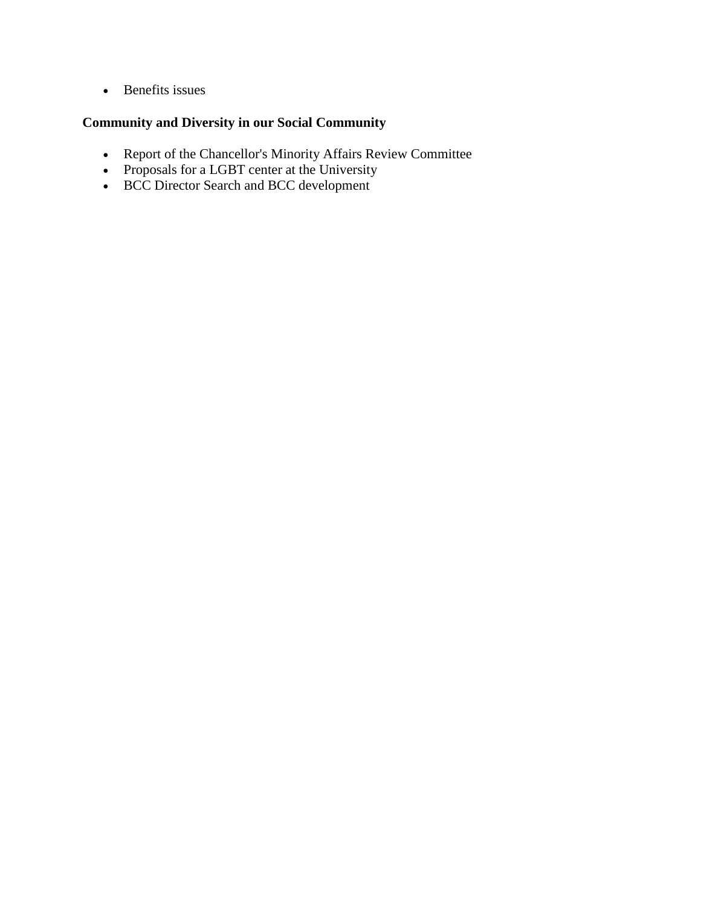- Benefits issues

**Community and Diversity in our Social Community**

- Report of the Chancellor's Minority Affairs Review Committee
- Proposals for a LGBT center at the University
- BCC Director Search and BCC development